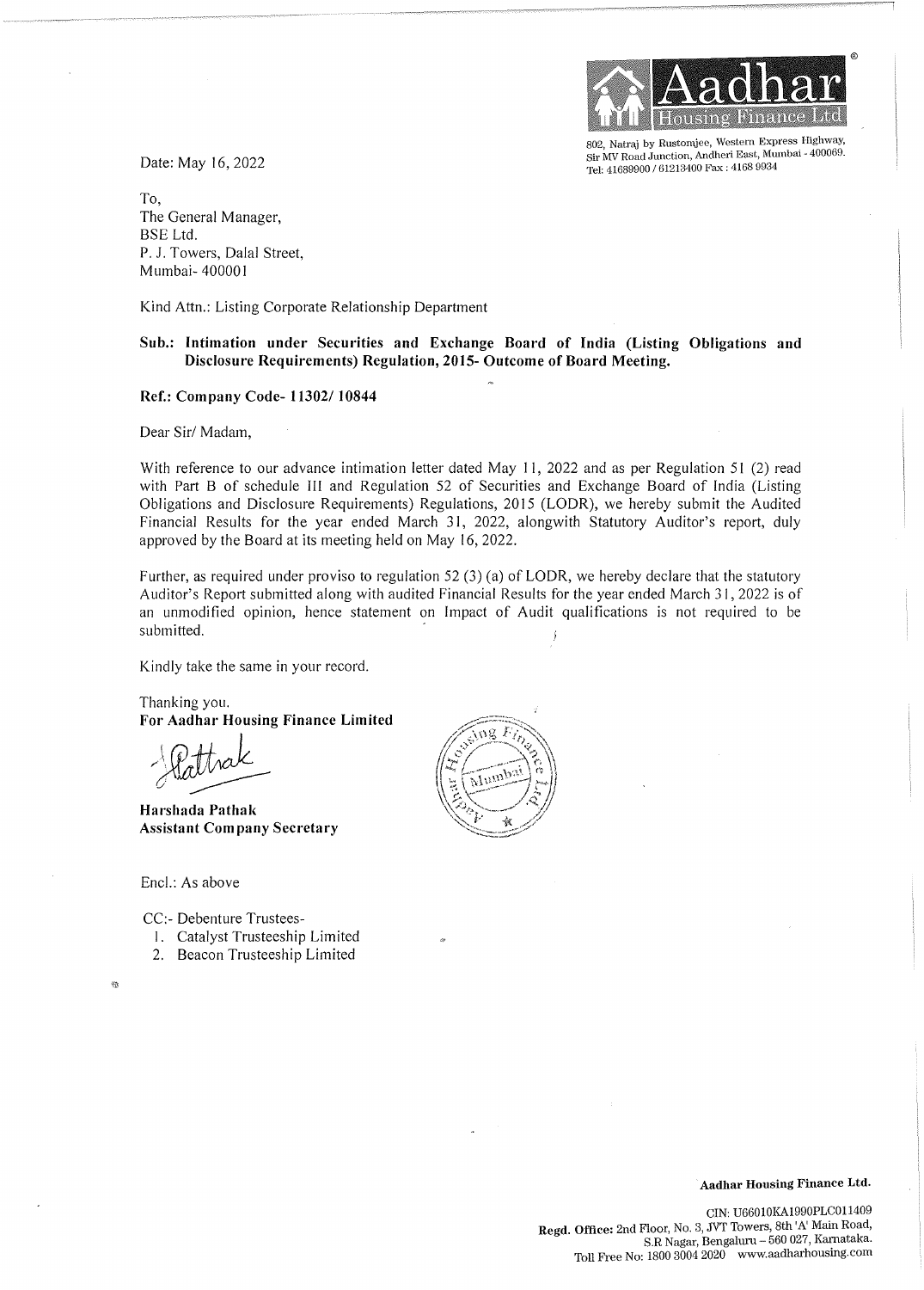Aadhar Housing Finance Ltd

802, Natraj by Rustomjee, Western Express Highway, Sir MV Road Junction, Andheri East, Mumbai - 400069. Tel: 41689900 / 61213400 Fax : 4168 9934

Date: May 16, 2022

To,
The General Manager,
BSE Ltd.
P. J. Towers, Dalal Street,
Mumbai- 400001

Kind Attn.: Listing Corporate Relationship Department

**Sub.: Intimation under Securities and Exchange Board of India (Listing Obligations and Disclosure Requirements) Regulation, 2015- Outcome of Board Meeting.**

**Ref.: Company Code- 11302/ 10844**

Dear Sir/ Madam,

With reference to our advance intimation letter dated May 11, 2022 and as per Regulation 51 (2) read with Part B of schedule III and Regulation 52 of Securities and Exchange Board of India (Listing Obligations and Disclosure Requirements) Regulations, 2015 (LODR), we hereby submit the Audited Financial Results for the year ended March 31, 2022, alongwith Statutory Auditor's report, duly approved by the Board at its meeting held on May 16, 2022.

Further, as required under proviso to regulation 52 (3) (a) of LODR, we hereby declare that the statutory Auditor's Report submitted along with audited Financial Results for the year ended March 31, 2022 is of an unmodified opinion, hence statement on Impact of Audit qualifications is not required to be submitted.

Kindly take the same in your record.

Thanking you.
**For Aadhar Housing Finance Limited**

**Harshada Pathak**
**Assistant Company Secretary**

Encl.: As above

CC:- Debenture Trustees-

1. Catalyst Trusteeship Limited
2. Beacon Trusteeship Limited

**Aadhar Housing Finance Ltd.**

CIN: U66010KA1990PLC011409
**Regd. Office:** 2nd Floor, No. 3, JVT Towers, 8th 'A' Main Road, S.R Nagar, Bengaluru – 560 027, Karnataka.
Toll Free No: 1800 3004 2020 www.aadharhousing.com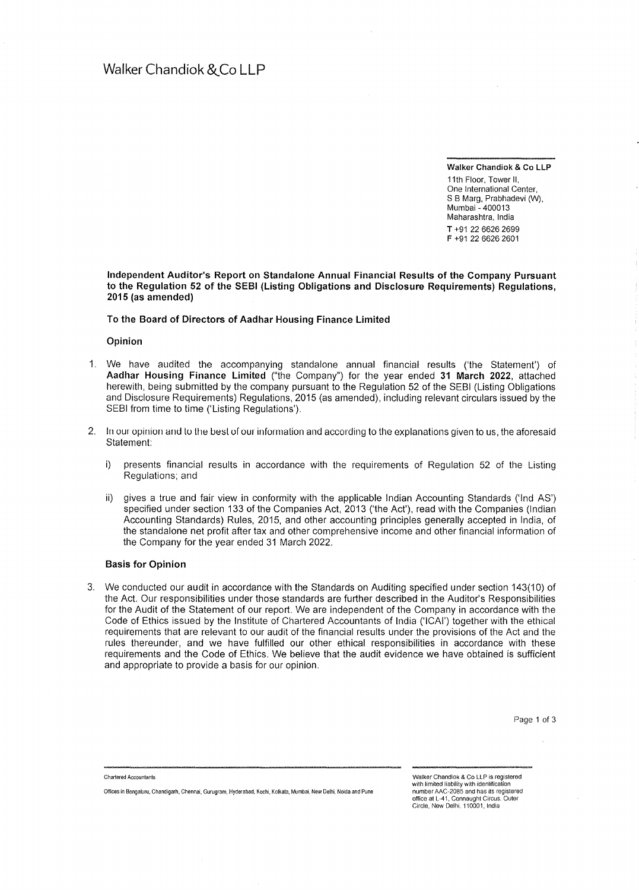Walker Chandiok & Co LLP

**Walker Chandiok & Co LLP**
11th Floor, Tower II,
One International Center,
S B Marg, Prabhadevi (W),
Mumbai - 400013
Maharashtra, India

T +91 22 6626 2699
F +91 22 6626 2601

**Independent Auditor's Report on Standalone Annual Financial Results of the Company Pursuant to the Regulation 52 of the SEBI (Listing Obligations and Disclosure Requirements) Regulations, 2015 (as amended)**

**To the Board of Directors of Aadhar Housing Finance Limited**

**Opinion**

1. We have audited the accompanying standalone annual financial results ('the Statement') of **Aadhar Housing Finance Limited** ("the Company") for the year ended **31 March 2022**, attached herewith, being submitted by the company pursuant to the Regulation 52 of the SEBI (Listing Obligations and Disclosure Requirements) Regulations, 2015 (as amended), including relevant circulars issued by the SEBI from time to time ('Listing Regulations').

2. In our opinion and to the best of our information and according to the explanations given to us, the aforesaid Statement:

   i) presents financial results in accordance with the requirements of Regulation 52 of the Listing Regulations; and

   ii) gives a true and fair view in conformity with the applicable Indian Accounting Standards ('Ind AS') specified under section 133 of the Companies Act, 2013 ('the Act'), read with the Companies (Indian Accounting Standards) Rules, 2015, and other accounting principles generally accepted in India, of the standalone net profit after tax and other comprehensive income and other financial information of the Company for the year ended 31 March 2022.

**Basis for Opinion**

3. We conducted our audit in accordance with the Standards on Auditing specified under section 143(10) of the Act. Our responsibilities under those standards are further described in the Auditor's Responsibilities for the Audit of the Statement of our report. We are independent of the Company in accordance with the Code of Ethics issued by the Institute of Chartered Accountants of India ('ICAI') together with the ethical requirements that are relevant to our audit of the financial results under the provisions of the Act and the rules thereunder, and we have fulfilled our other ethical responsibilities in accordance with these requirements and the Code of Ethics. We believe that the audit evidence we have obtained is sufficient and appropriate to provide a basis for our opinion.

Chartered Accountants

Offices in Bengaluru, Chandigarh, Chennai, Gurugram, Hyderabad, Kochi, Kolkata, Mumbai, New Delhi, Noida and Pune

Walker Chandiok & Co LLP is registered with limited liability with identification number AAC-2085 and has its registered office at L-41, Connaught Circus, Outer Circle, New Delhi, 110001, India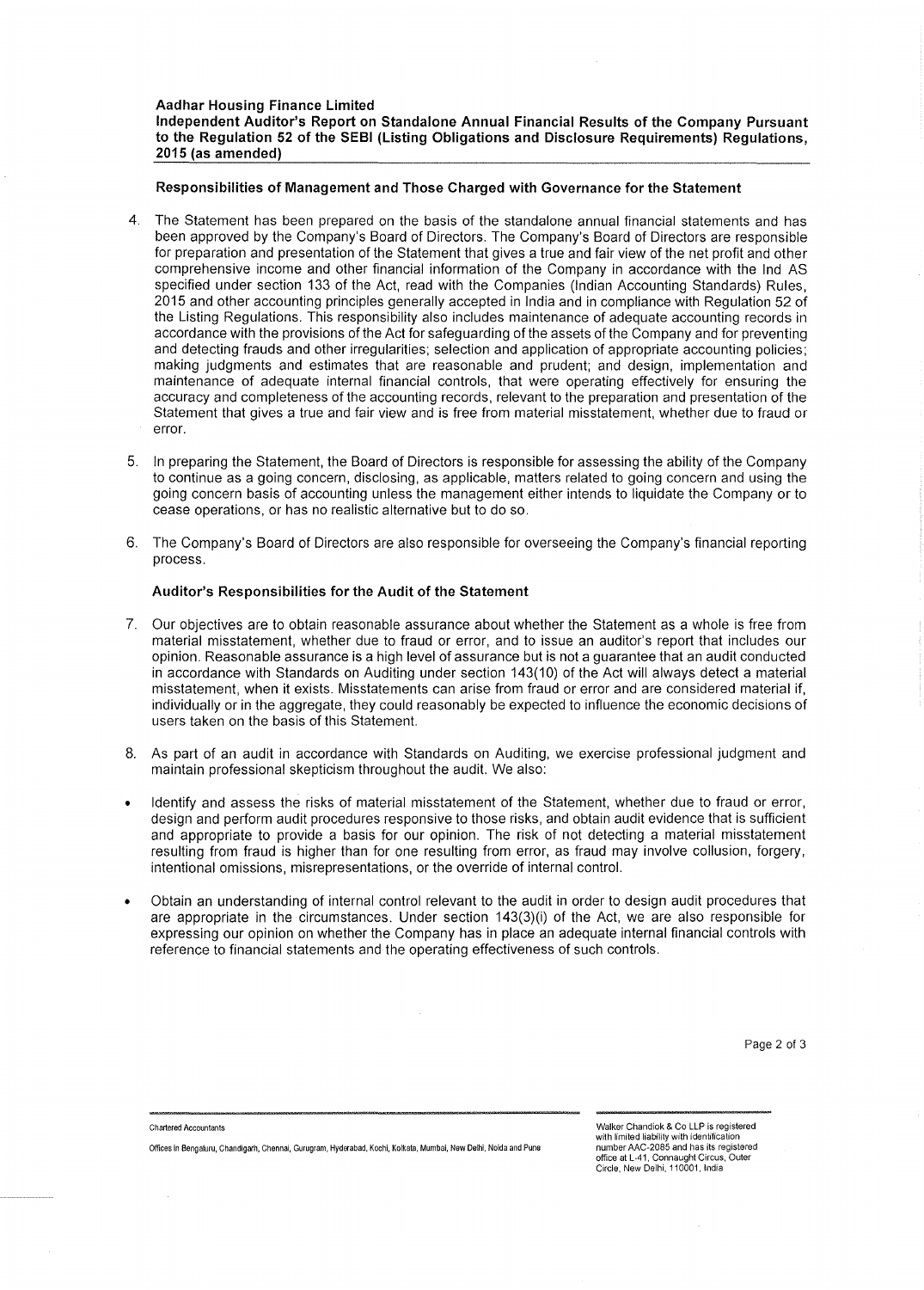**Aadhar Housing Finance Limited**
**Independent Auditor's Report on Standalone Annual Financial Results of the Company Pursuant to the Regulation 52 of the SEBI (Listing Obligations and Disclosure Requirements) Regulations, 2015 (as amended)**

**Responsibilities of Management and Those Charged with Governance for the Statement**

4. The Statement has been prepared on the basis of the standalone annual financial statements and has been approved by the Company's Board of Directors. The Company's Board of Directors are responsible for preparation and presentation of the Statement that gives a true and fair view of the net profit and other comprehensive income and other financial information of the Company in accordance with the Ind AS specified under section 133 of the Act, read with the Companies (Indian Accounting Standards) Rules, 2015 and other accounting principles generally accepted in India and in compliance with Regulation 52 of the Listing Regulations. This responsibility also includes maintenance of adequate accounting records in accordance with the provisions of the Act for safeguarding of the assets of the Company and for preventing and detecting frauds and other irregularities; selection and application of appropriate accounting policies; making judgments and estimates that are reasonable and prudent; and design, implementation and maintenance of adequate internal financial controls, that were operating effectively for ensuring the accuracy and completeness of the accounting records, relevant to the preparation and presentation of the Statement that gives a true and fair view and is free from material misstatement, whether due to fraud or error.

5. In preparing the Statement, the Board of Directors is responsible for assessing the ability of the Company to continue as a going concern, disclosing, as applicable, matters related to going concern and using the going concern basis of accounting unless the management either intends to liquidate the Company or to cease operations, or has no realistic alternative but to do so.

6. The Company's Board of Directors are also responsible for overseeing the Company's financial reporting process.

**Auditor's Responsibilities for the Audit of the Statement**

7. Our objectives are to obtain reasonable assurance about whether the Statement as a whole is free from material misstatement, whether due to fraud or error, and to issue an auditor's report that includes our opinion. Reasonable assurance is a high level of assurance but is not a guarantee that an audit conducted in accordance with Standards on Auditing under section 143(10) of the Act will always detect a material misstatement, when it exists. Misstatements can arise from fraud or error and are considered material if, individually or in the aggregate, they could reasonably be expected to influence the economic decisions of users taken on the basis of this Statement.

8. As part of an audit in accordance with Standards on Auditing, we exercise professional judgment and maintain professional skepticism throughout the audit. We also:

- Identify and assess the risks of material misstatement of the Statement, whether due to fraud or error, design and perform audit procedures responsive to those risks, and obtain audit evidence that is sufficient and appropriate to provide a basis for our opinion. The risk of not detecting a material misstatement resulting from fraud is higher than for one resulting from error, as fraud may involve collusion, forgery, intentional omissions, misrepresentations, or the override of internal control.

- Obtain an understanding of internal control relevant to the audit in order to design audit procedures that are appropriate in the circumstances. Under section 143(3)(i) of the Act, we are also responsible for expressing our opinion on whether the Company has in place an adequate internal financial controls with reference to financial statements and the operating effectiveness of such controls.

Chartered Accountants

Offices in Bengaluru, Chandigarh, Chennai, Gurugram, Hyderabad, Kochi, Kolkata, Mumbai, New Delhi, Noida and Pune

Walker Chandiok & Co LLP is registered with limited liability with identification number AAC-2085 and has its registered office at L-41, Connaught Circus, Outer Circle, New Delhi, 110001, India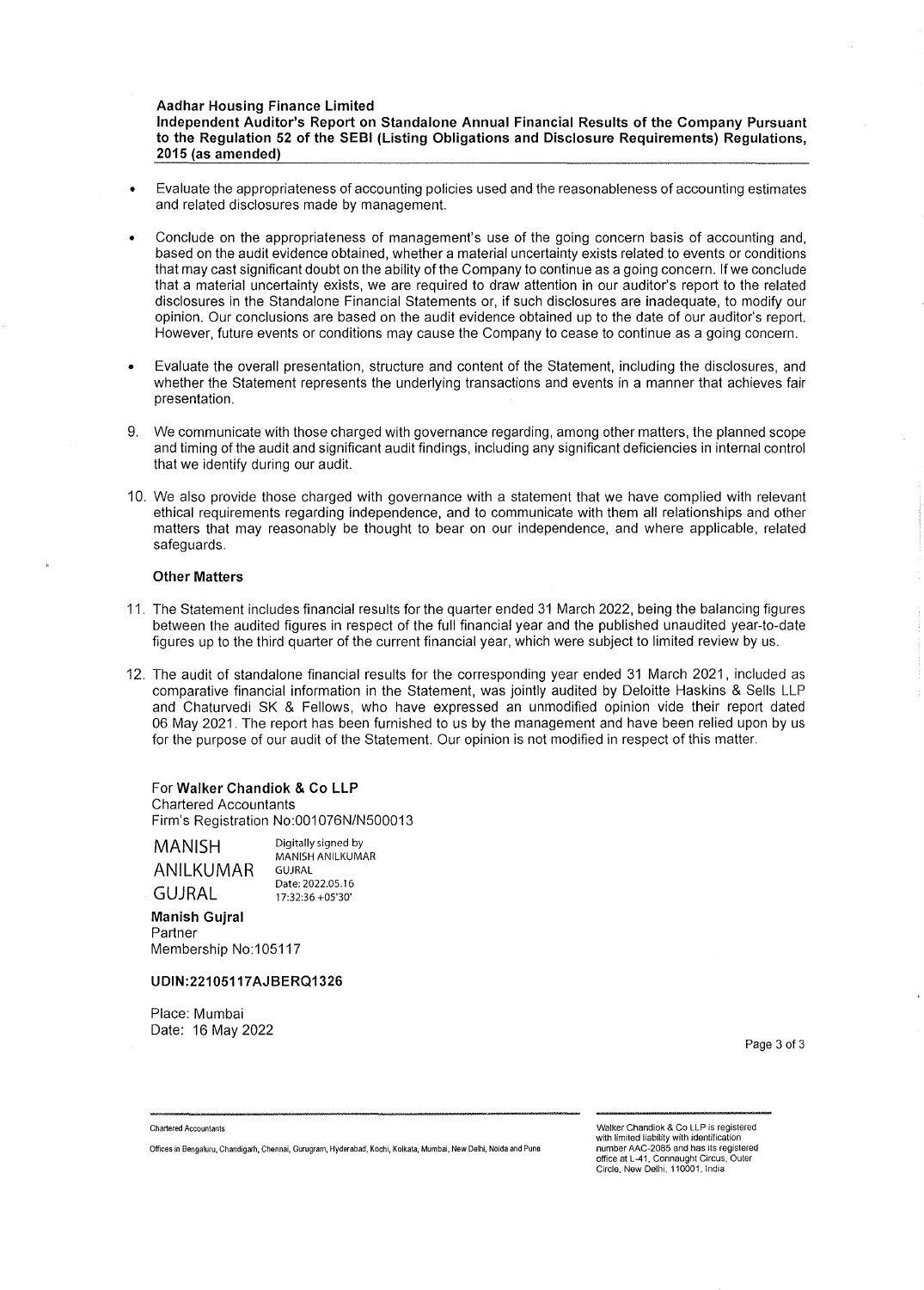- Evaluate the appropriateness of accounting policies used and the reasonableness of accounting estimates and related disclosures made by management.
- Conclude on the appropriateness of management's use of the going concern basis of accounting and, based on the audit evidence obtained, whether a material uncertainty exists related to events or conditions that may cast significant doubt on the ability of the Company to continue as a going concern. If we conclude that a material uncertainty exists, we are required to draw attention in our auditor's report to the related disclosures in the Standalone Financial Statements or, if such disclosures are inadequate, to modify our opinion. Our conclusions are based on the audit evidence obtained up to the date of our auditor's report. However, future events or conditions may cause the Company to cease to continue as a going concern.
- Evaluate the overall presentation, structure and content of the Statement, including the disclosures, and whether the Statement represents the underlying transactions and events in a manner that achieves fair presentation.

9. We communicate with those charged with governance regarding, among other matters, the planned scope and timing of the audit and significant audit findings, including any significant deficiencies in internal control that we identify during our audit.

10. We also provide those charged with governance with a statement that we have complied with relevant ethical requirements regarding independence, and to communicate with them all relationships and other matters that may reasonably be thought to bear on our independence, and where applicable, related safeguards.

**Other Matters**

11. The Statement includes financial results for the quarter ended 31 March 2022, being the balancing figures between the audited figures in respect of the full financial year and the published unaudited year-to-date figures up to the third quarter of the current financial year, which were subject to limited review by us.

12. The audit of standalone financial results for the corresponding year ended 31 March 2021, included as comparative financial information in the Statement, was jointly audited by Deloitte Haskins & Sells LLP and Chaturvedi SK & Fellows, who have expressed an unmodified opinion vide their report dated 06 May 2021. The report has been furnished to us by the management and have been relied upon by us for the purpose of our audit of the Statement. Our opinion is not modified in respect of this matter.

For **Walker Chandiok & Co LLP**
Chartered Accountants
Firm's Registration No:001076N/N500013

MANISH ANILKUMAR GUJRAL
Digitally signed by MANISH ANILKUMAR GUJRAL
Date: 2022.05.16 17:32:36 +05'30'

**Manish Gujral**
Partner
Membership No:105117

**UDIN:22105117AJBERQ1326**

Place: Mumbai
Date: 16 May 2022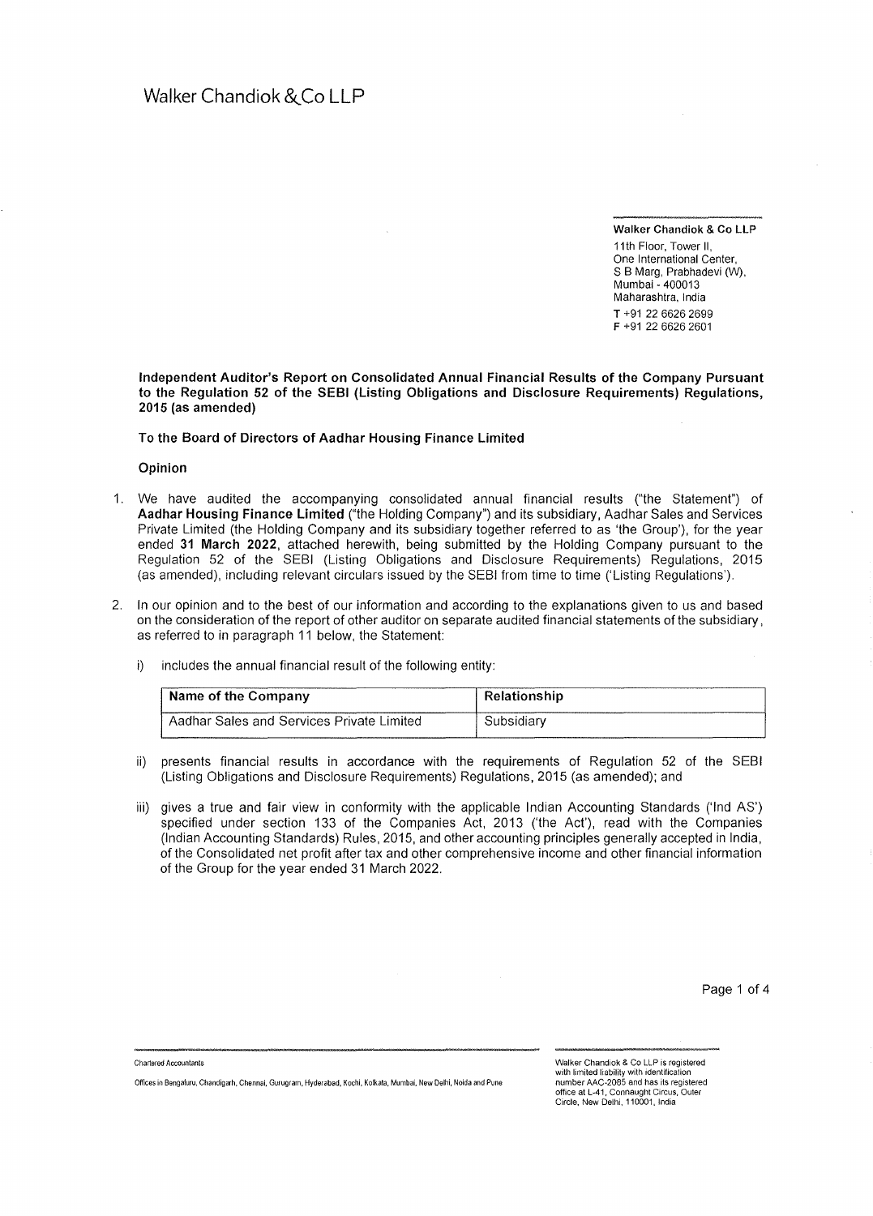Walker Chandiok &Co LLP

**Walker Chandiok & Co LLP**
11th Floor, Tower II,
One International Center,
S B Marg, Prabhadevi (W),
Mumbai - 400013
Maharashtra, India
T +91 22 6626 2699
F +91 22 6626 2601

**Independent Auditor's Report on Consolidated Annual Financial Results of the Company Pursuant to the Regulation 52 of the SEBI (Listing Obligations and Disclosure Requirements) Regulations, 2015 (as amended)**

**To the Board of Directors of Aadhar Housing Finance Limited**

**Opinion**

1. We have audited the accompanying consolidated annual financial results ("the Statement") of **Aadhar Housing Finance Limited** ("the Holding Company") and its subsidiary, Aadhar Sales and Services Private Limited (the Holding Company and its subsidiary together referred to as 'the Group'), for the year ended **31 March 2022**, attached herewith, being submitted by the Holding Company pursuant to the Regulation 52 of the SEBI (Listing Obligations and Disclosure Requirements) Regulations, 2015 (as amended), including relevant circulars issued by the SEBI from time to time ('Listing Regulations').

2. In our opinion and to the best of our information and according to the explanations given to us and based on the consideration of the report of other auditor on separate audited financial statements of the subsidiary, as referred to in paragraph 11 below, the Statement:

   i) includes the annual financial result of the following entity:

   | Name of the Company | Relationship |
   |---|---|
   | Aadhar Sales and Services Private Limited | Subsidiary |

   ii) presents financial results in accordance with the requirements of Regulation 52 of the SEBI (Listing Obligations and Disclosure Requirements) Regulations, 2015 (as amended); and

   iii) gives a true and fair view in conformity with the applicable Indian Accounting Standards ('Ind AS') specified under section 133 of the Companies Act, 2013 ('the Act'), read with the Companies (Indian Accounting Standards) Rules, 2015, and other accounting principles generally accepted in India, of the Consolidated net profit after tax and other comprehensive income and other financial information of the Group for the year ended 31 March 2022.

Chartered Accountants

Offices in Bengaluru, Chandigarh, Chennai, Gurugram, Hyderabad, Kochi, Kolkata, Mumbai, New Delhi, Noida and Pune

Walker Chandiok & Co LLP is registered with limited liability with identification number AAC-2085 and has its registered office at L-41, Connaught Circus, Outer Circle, New Delhi, 110001, India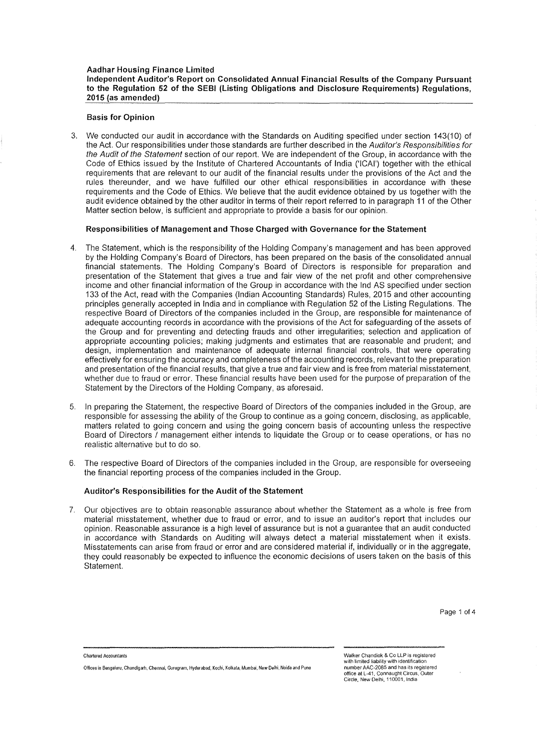**Aadhar Housing Finance Limited**
**Independent Auditor's Report on Consolidated Annual Financial Results of the Company Pursuant to the Regulation 52 of the SEBI (Listing Obligations and Disclosure Requirements) Regulations, 2015 (as amended)**

### Basis for Opinion

3. We conducted our audit in accordance with the Standards on Auditing specified under section 143(10) of the Act. Our responsibilities under those standards are further described in the *Auditor's Responsibilities for the Audit of the Statement* section of our report. We are independent of the Group, in accordance with the Code of Ethics issued by the Institute of Chartered Accountants of India ('ICAI') together with the ethical requirements that are relevant to our audit of the financial results under the provisions of the Act and the rules thereunder, and we have fulfilled our other ethical responsibilities in accordance with these requirements and the Code of Ethics. We believe that the audit evidence obtained by us together with the audit evidence obtained by the other auditor in terms of their report referred to in paragraph 11 of the Other Matter section below, is sufficient and appropriate to provide a basis for our opinion.

### Responsibilities of Management and Those Charged with Governance for the Statement

4. The Statement, which is the responsibility of the Holding Company's management and has been approved by the Holding Company's Board of Directors, has been prepared on the basis of the consolidated annual financial statements. The Holding Company's Board of Directors is responsible for preparation and presentation of the Statement that gives a true and fair view of the net profit and other comprehensive income and other financial information of the Group in accordance with the Ind AS specified under section 133 of the Act, read with the Companies (Indian Accounting Standards) Rules, 2015 and other accounting principles generally accepted in India and in compliance with Regulation 52 of the Listing Regulations. The respective Board of Directors of the companies included in the Group, are responsible for maintenance of adequate accounting records in accordance with the provisions of the Act for safeguarding of the assets of the Group and for preventing and detecting frauds and other irregularities; selection and application of appropriate accounting policies; making judgments and estimates that are reasonable and prudent; and design, implementation and maintenance of adequate internal financial controls, that were operating effectively for ensuring the accuracy and completeness of the accounting records, relevant to the preparation and presentation of the financial results, that give a true and fair view and is free from material misstatement, whether due to fraud or error. These financial results have been used for the purpose of preparation of the Statement by the Directors of the Holding Company, as aforesaid.

5. In preparing the Statement, the respective Board of Directors of the companies included in the Group, are responsible for assessing the ability of the Group to continue as a going concern, disclosing, as applicable, matters related to going concern and using the going concern basis of accounting unless the respective Board of Directors / management either intends to liquidate the Group or to cease operations, or has no realistic alternative but to do so.

6. The respective Board of Directors of the companies included in the Group, are responsible for overseeing the financial reporting process of the companies included in the Group.

### Auditor's Responsibilities for the Audit of the Statement

7. Our objectives are to obtain reasonable assurance about whether the Statement as a whole is free from material misstatement, whether due to fraud or error, and to issue an auditor's report that includes our opinion. Reasonable assurance is a high level of assurance but is not a guarantee that an audit conducted in accordance with Standards on Auditing will always detect a material misstatement when it exists. Misstatements can arise from fraud or error and are considered material if, individually or in the aggregate, they could reasonably be expected to influence the economic decisions of users taken on the basis of this Statement.

Chartered Accountants

Offices in Bengaluru, Chandigarh, Chennai, Gurugram, Hyderabad, Kochi, Kolkata, Mumbai, New Delhi, Noida and Pune

Walker Chandiok & Co LLP is registered with limited liability with identification number AAC-2085 and has its registered office at L-41, Connaught Circus, Outer Circle, New Delhi, 110001, India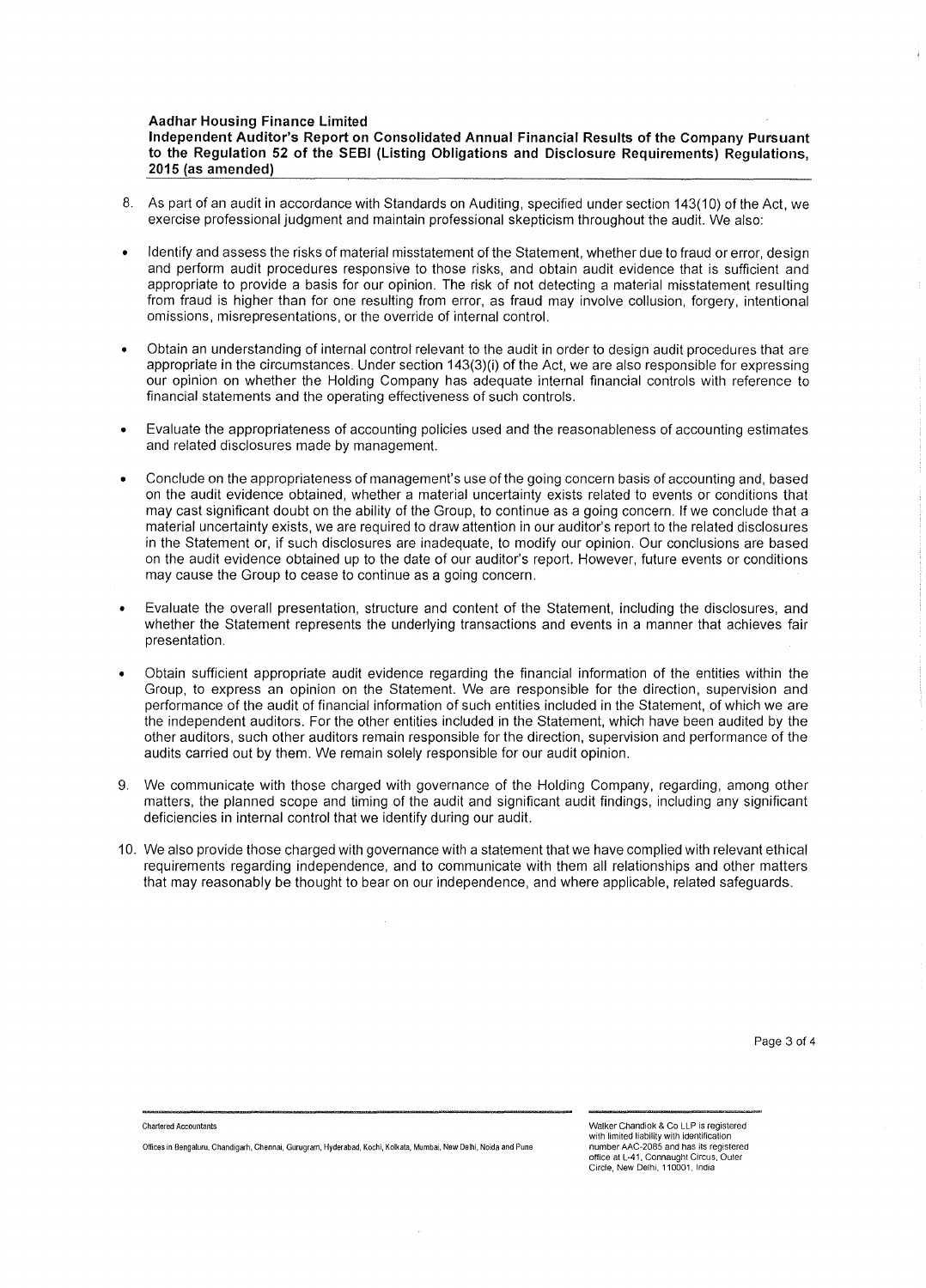**Aadhar Housing Finance Limited**
**Independent Auditor's Report on Consolidated Annual Financial Results of the Company Pursuant to the Regulation 52 of the SEBI (Listing Obligations and Disclosure Requirements) Regulations, 2015 (as amended)**

8. As part of an audit in accordance with Standards on Auditing, specified under section 143(10) of the Act, we exercise professional judgment and maintain professional skepticism throughout the audit. We also:

- Identify and assess the risks of material misstatement of the Statement, whether due to fraud or error, design and perform audit procedures responsive to those risks, and obtain audit evidence that is sufficient and appropriate to provide a basis for our opinion. The risk of not detecting a material misstatement resulting from fraud is higher than for one resulting from error, as fraud may involve collusion, forgery, intentional omissions, misrepresentations, or the override of internal control.

- Obtain an understanding of internal control relevant to the audit in order to design audit procedures that are appropriate in the circumstances. Under section 143(3)(i) of the Act, we are also responsible for expressing our opinion on whether the Holding Company has adequate internal financial controls with reference to financial statements and the operating effectiveness of such controls.

- Evaluate the appropriateness of accounting policies used and the reasonableness of accounting estimates and related disclosures made by management.

- Conclude on the appropriateness of management's use of the going concern basis of accounting and, based on the audit evidence obtained, whether a material uncertainty exists related to events or conditions that may cast significant doubt on the ability of the Group, to continue as a going concern. If we conclude that a material uncertainty exists, we are required to draw attention in our auditor's report to the related disclosures in the Statement or, if such disclosures are inadequate, to modify our opinion. Our conclusions are based on the audit evidence obtained up to the date of our auditor's report. However, future events or conditions may cause the Group to cease to continue as a going concern.

- Evaluate the overall presentation, structure and content of the Statement, including the disclosures, and whether the Statement represents the underlying transactions and events in a manner that achieves fair presentation.

- Obtain sufficient appropriate audit evidence regarding the financial information of the entities within the Group, to express an opinion on the Statement. We are responsible for the direction, supervision and performance of the audit of financial information of such entities included in the Statement, of which we are the independent auditors. For the other entities included in the Statement, which have been audited by the other auditors, such other auditors remain responsible for the direction, supervision and performance of the audits carried out by them. We remain solely responsible for our audit opinion.

9. We communicate with those charged with governance of the Holding Company, regarding, among other matters, the planned scope and timing of the audit and significant audit findings, including any significant deficiencies in internal control that we identify during our audit.

10. We also provide those charged with governance with a statement that we have complied with relevant ethical requirements regarding independence, and to communicate with them all relationships and other matters that may reasonably be thought to bear on our independence, and where applicable, related safeguards.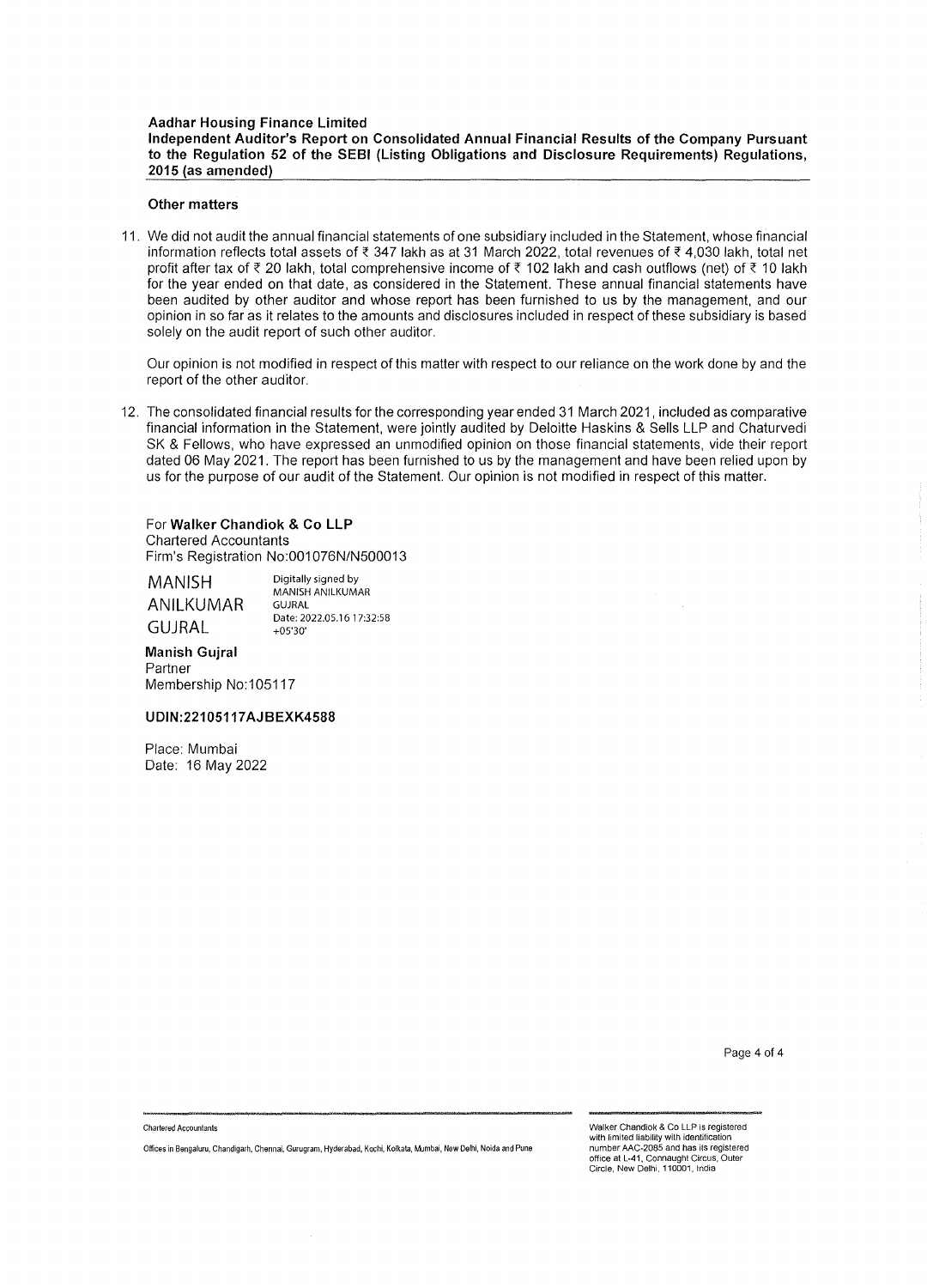**Aadhar Housing Finance Limited**
**Independent Auditor's Report on Consolidated Annual Financial Results of the Company Pursuant to the Regulation 52 of the SEBI (Listing Obligations and Disclosure Requirements) Regulations, 2015 (as amended)**

**Other matters**

11. We did not audit the annual financial statements of one subsidiary included in the Statement, whose financial information reflects total assets of ₹ 347 lakh as at 31 March 2022, total revenues of ₹ 4,030 lakh, total net profit after tax of ₹ 20 lakh, total comprehensive income of ₹ 102 lakh and cash outflows (net) of ₹ 10 lakh for the year ended on that date, as considered in the Statement. These annual financial statements have been audited by other auditor and whose report has been furnished to us by the management, and our opinion in so far as it relates to the amounts and disclosures included in respect of these subsidiary is based solely on the audit report of such other auditor.

    Our opinion is not modified in respect of this matter with respect to our reliance on the work done by and the report of the other auditor.

12. The consolidated financial results for the corresponding year ended 31 March 2021, included as comparative financial information in the Statement, were jointly audited by Deloitte Haskins & Sells LLP and Chaturvedi SK & Fellows, who have expressed an unmodified opinion on those financial statements, vide their report dated 06 May 2021. The report has been furnished to us by the management and have been relied upon by us for the purpose of our audit of the Statement. Our opinion is not modified in respect of this matter.

For **Walker Chandiok & Co LLP**
Chartered Accountants
Firm's Registration No:001076N/N500013

MANISH ANILKUMAR GUJRAL
Digitally signed by MANISH ANILKUMAR GUJRAL
Date: 2022.05.16 17:32:58 +05'30'

**Manish Gujral**
Partner
Membership No:105117

**UDIN:22105117AJBEXK4588**

Place: Mumbai
Date: 16 May 2022

Chartered Accountants

Offices in Bengaluru, Chandigarh, Chennai, Gurugram, Hyderabad, Kochi, Kolkata, Mumbai, New Delhi, Noida and Pune

Walker Chandiok & Co LLP is registered with limited liability with identification number AAC-2085 and has its registered office at L-41, Connaught Circus, Outer Circle, New Delhi, 110001, India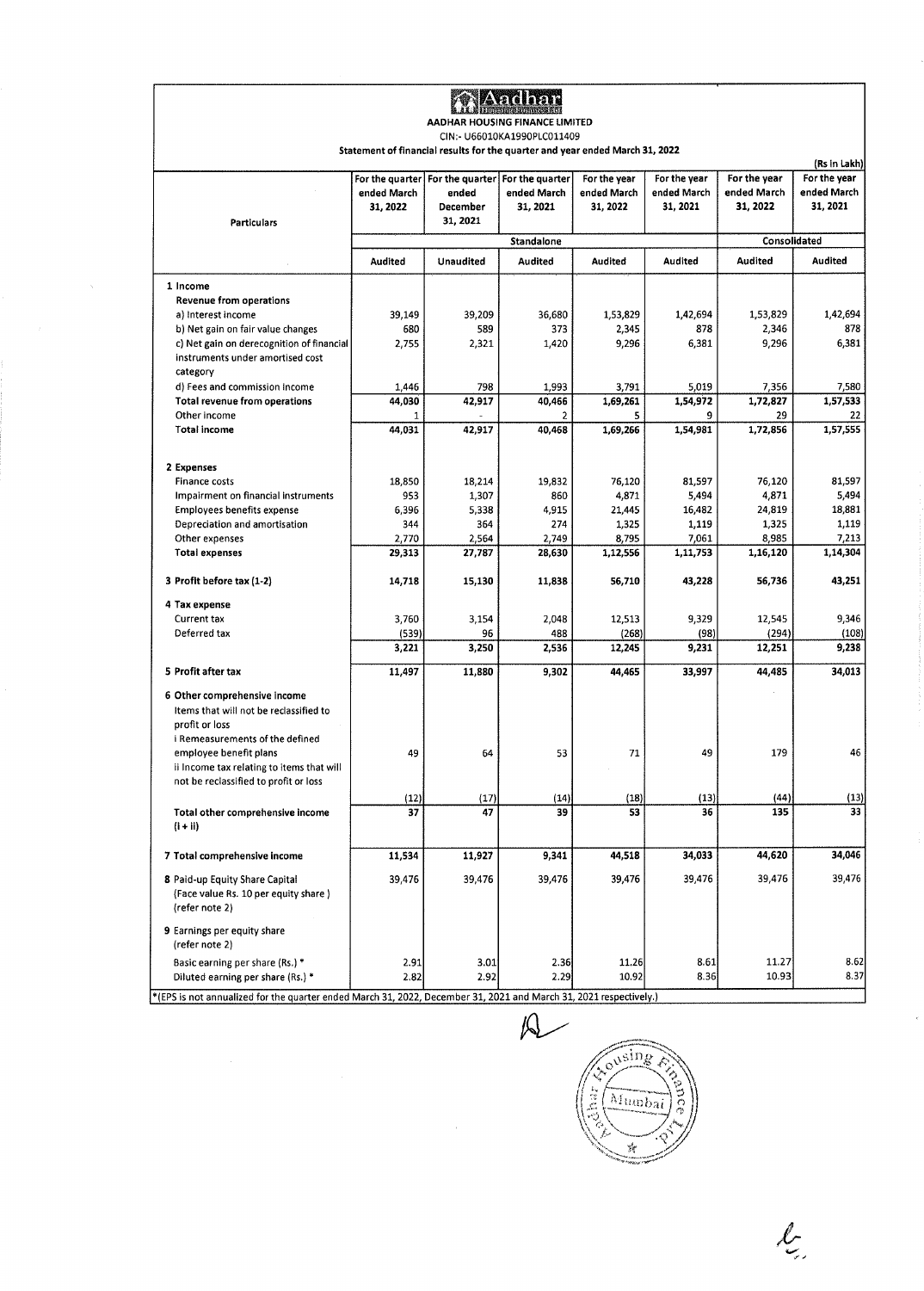# AADHAR HOUSING FINANCE LIMITED

CIN:- U66010KA1990PLC011409

**Statement of financial results for the quarter and year ended March 31, 2022**

(Rs in Lakh)

| Particulars | For the quarter ended March 31, 2022 | For the quarter ended December 31, 2021 | For the quarter ended March 31, 2021 | For the year ended March 31, 2022 | For the year ended March 31, 2021 | For the year ended March 31, 2022 | For the year ended March 31, 2021 |
|---|---|---|---|---|---|---|---|
| | Standalone | | | | | Consolidated | |
| | Audited | Unaudited | Audited | Audited | Audited | Audited | Audited |
| **1 Income** | | | | | | | |
| **Revenue from operations** | | | | | | | |
| a) Interest income | 39,149 | 39,209 | 36,680 | 1,53,829 | 1,42,694 | 1,53,829 | 1,42,694 |
| b) Net gain on fair value changes | 680 | 589 | 373 | 2,345 | 878 | 2,346 | 878 |
| c) Net gain on derecognition of financial instruments under amortised cost category | 2,755 | 2,321 | 1,420 | 9,296 | 6,381 | 9,296 | 6,381 |
| d) Fees and commission income | 1,446 | 798 | 1,993 | 3,791 | 5,019 | 7,356 | 7,580 |
| **Total revenue from operations** | **44,030** | **42,917** | **40,466** | **1,69,261** | **1,54,972** | **1,72,827** | **1,57,533** |
| Other income | 1 | - | 2 | 5 | 9 | 29 | 22 |
| **Total income** | **44,031** | **42,917** | **40,468** | **1,69,266** | **1,54,981** | **1,72,856** | **1,57,555** |
| **2 Expenses** | | | | | | | |
| Finance costs | 18,850 | 18,214 | 19,832 | 76,120 | 81,597 | 76,120 | 81,597 |
| Impairment on financial instruments | 953 | 1,307 | 860 | 4,871 | 5,494 | 4,871 | 5,494 |
| Employees benefits expense | 6,396 | 5,338 | 4,915 | 21,445 | 16,482 | 24,819 | 18,881 |
| Depreciation and amortisation | 344 | 364 | 274 | 1,325 | 1,119 | 1,325 | 1,119 |
| Other expenses | 2,770 | 2,564 | 2,749 | 8,795 | 7,061 | 8,985 | 7,213 |
| **Total expenses** | **29,313** | **27,787** | **28,630** | **1,12,556** | **1,11,753** | **1,16,120** | **1,14,304** |
| **3 Profit before tax (1-2)** | **14,718** | **15,130** | **11,838** | **56,710** | **43,228** | **56,736** | **43,251** |
| **4 Tax expense** | | | | | | | |
| Current tax | 3,760 | 3,154 | 2,048 | 12,513 | 9,329 | 12,545 | 9,346 |
| Deferred tax | (539) | 96 | 488 | (268) | (98) | (294) | (108) |
| | **3,221** | **3,250** | **2,536** | **12,245** | **9,231** | **12,251** | **9,238** |
| **5 Profit after tax** | **11,497** | **11,880** | **9,302** | **44,465** | **33,997** | **44,485** | **34,013** |
| **6 Other comprehensive income** | | | | | | | |
| Items that will not be reclassified to profit or loss | | | | | | | |
| i Remeasurements of the defined employee benefit plans | 49 | 64 | 53 | 71 | 49 | 179 | 46 |
| ii Income tax relating to items that will not be reclassified to profit or loss | (12) | (17) | (14) | (18) | (13) | (44) | (13) |
| **Total other comprehensive income (i + ii)** | **37** | **47** | **39** | **53** | **36** | **135** | **33** |
| **7 Total comprehensive income** | **11,534** | **11,927** | **9,341** | **44,518** | **34,033** | **44,620** | **34,046** |
| **8** Paid-up Equity Share Capital (Face value Rs. 10 per equity share ) (refer note 2) | 39,476 | 39,476 | 39,476 | 39,476 | 39,476 | 39,476 | 39,476 |
| **9** Earnings per equity share (refer note 2) | | | | | | | |
| Basic earning per share (Rs.) * | 2.91 | 3.01 | 2.36 | 11.26 | 8.61 | 11.27 | 8.62 |
| Diluted earning per share (Rs.) * | 2.82 | 2.92 | 2.29 | 10.92 | 8.36 | 10.93 | 8.37 |

*(EPS is not annualized for the quarter ended March 31, 2022, December 31, 2021 and March 31, 2021 respectively.)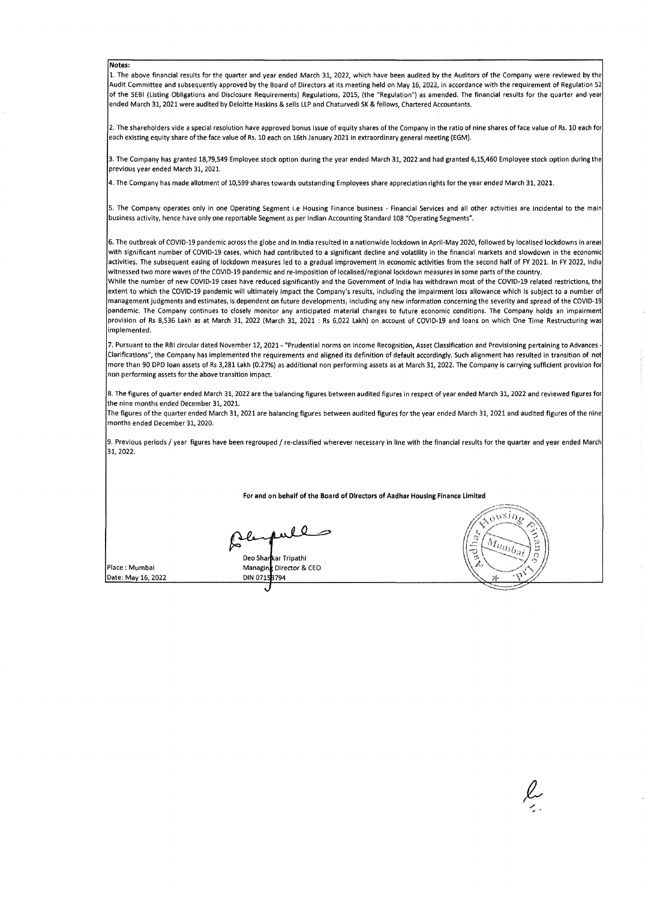**Notes:**

1. The above financial results for the quarter and year ended March 31, 2022, which have been audited by the Auditors of the Company were reviewed by the Audit Committee and subsequently approved by the Board of Directors at its meeting held on May 16, 2022, in accordance with the requirement of Regulation 52 of the SEBI (Listing Obligations and Disclosure Requirements) Regulations, 2015, (the "Regulation") as amended. The financial results for the quarter and year ended March 31, 2021 were audited by Deloitte Haskins & sells LLP and Chaturvedi SK & fellows, Chartered Accountants.

2. The shareholders vide a special resolution have approved bonus issue of equity shares of the Company in the ratio of nine shares of face value of Rs. 10 each for each existing equity share of the face value of Rs. 10 each on 16th January 2021 in extraordinary general meeting (EGM).

3. The Company has granted 18,79,549 Employee stock option during the year ended March 31, 2022 and had granted 6,15,460 Employee stock option during the previous year ended March 31, 2021.

4. The Company has made allotment of 10,599 shares towards outstanding Employees share appreciation rights for the year ended March 31, 2021.

5. The Company operates only in one Operating Segment i.e Housing Finance business - Financial Services and all other activities are incidental to the main business activity, hence have only one reportable Segment as per Indian Accounting Standard 108 "Operating Segments".

6. The outbreak of COVID-19 pandemic across the globe and in India resulted in a nationwide lockdown in April-May 2020, followed by localised lockdowns in areas with significant number of COVID-19 cases, which had contributed to a significant decline and volatility in the financial markets and slowdown in the economic activities. The subsequent easing of lockdown measures led to a gradual improvement in economic activities from the second half of FY 2021. In FY 2022, India witnessed two more waves of the COVID-19 pandemic and re-imposition of localised/regional lockdown measures in some parts of the country.
While the number of new COVID-19 cases have reduced significantly and the Government of India has withdrawn most of the COVID-19 related restrictions, the extent to which the COVID-19 pandemic will ultimately impact the Company's results, including the impairment loss allowance which is subject to a number of management judgments and estimates, is dependent on future developments, including any new information concerning the severity and spread of the COVID-19 pandemic. The Company continues to closely monitor any anticipated material changes to future economic conditions. The Company holds an impairment provision of Rs 8,536 Lakh as at March 31, 2022 (March 31, 2021 : Rs 6,022 Lakh) on account of COVID-19 and loans on which One Time Restructuring was implemented.

7. Pursuant to the RBI circular dated November 12, 2021 - "Prudential norms on Income Recognition, Asset Classification and Provisioning pertaining to Advances - Clarifications", the Company has implemented the requirements and aligned its definition of default accordingly. Such alignment has resulted in transition of not more than 90 DPD loan assets of Rs 3,281 Lakh (0.27%) as additional non performing assets as at March 31, 2022. The Company is carrying sufficient provision for non performing assets for the above transition impact.

8. The figures of quarter ended March 31, 2022 are the balancing figures between audited figures in respect of year ended March 31, 2022 and reviewed figures for the nine months ended December 31, 2021.
The figures of the quarter ended March 31, 2021 are balancing figures between audited figures for the year ended March 31, 2021 and audited figures of the nine months ended December 31, 2020.

9. Previous periods / year figures have been regrouped / re-classified wherever necessary in line with the financial results for the quarter and year ended March 31, 2022.

**For and on behalf of the Board of Directors of Aadhar Housing Finance Limited**

Deo Shankar Tripathi
Managing Director & CEO
DIN 07153794

Place : Mumbai
Date: May 16, 2022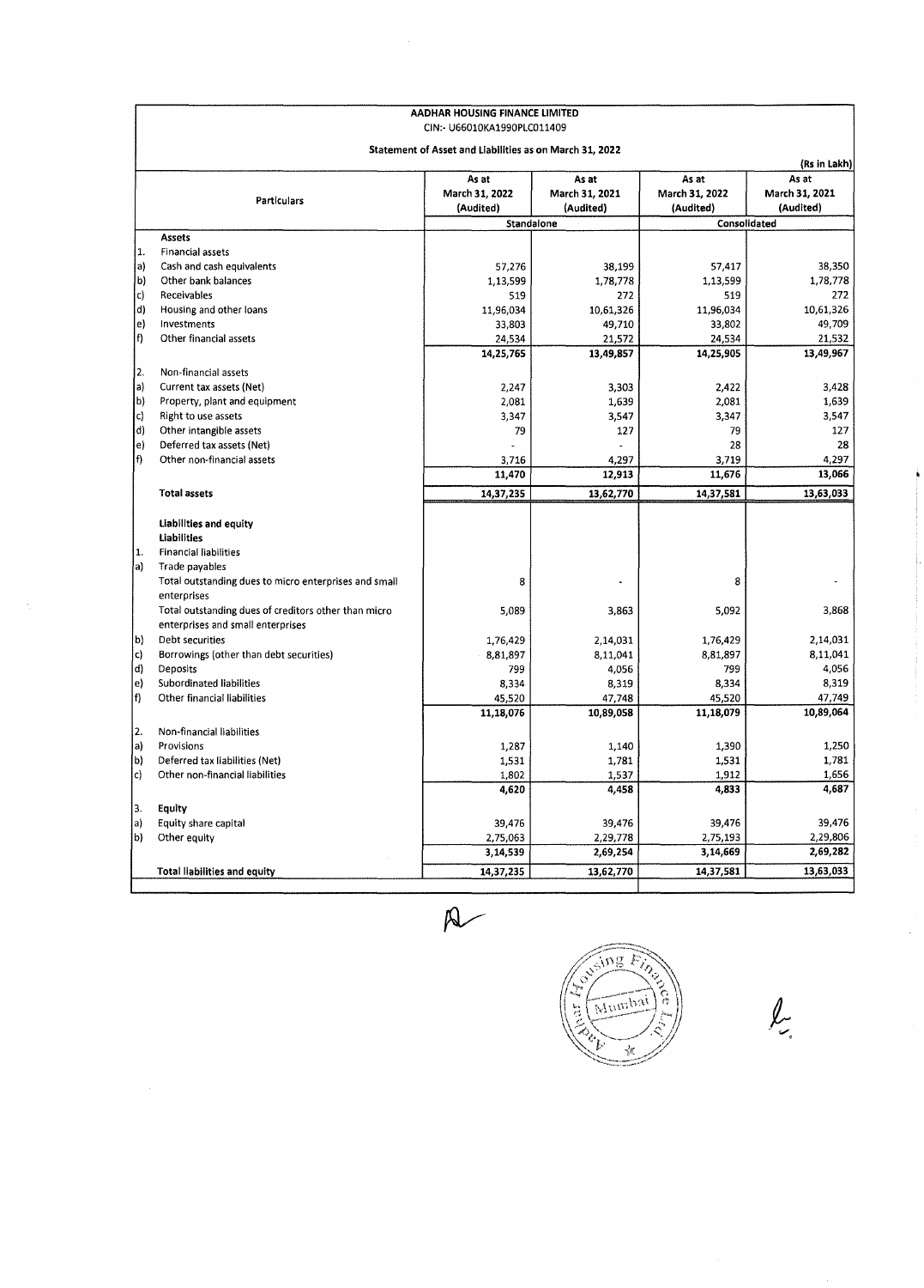**AADHAR HOUSING FINANCE LIMITED**

CIN:- U66010KA1990PLC011409

**Statement of Asset and Liabilities as on March 31, 2022**

(Rs in Lakh)

| | Particulars | As at March 31, 2022 (Audited) | As at March 31, 2021 (Audited) | As at March 31, 2022 (Audited) | As at March 31, 2021 (Audited) |
|---|---|---|---|---|---|
| | | Standalone | | Consolidated | |
| | **Assets** | | | | |
| 1. | Financial assets | | | | |
| a) | Cash and cash equivalents | 57,276 | 38,199 | 57,417 | 38,350 |
| b) | Other bank balances | 1,13,599 | 1,78,778 | 1,13,599 | 1,78,778 |
| c) | Receivables | 519 | 272 | 519 | 272 |
| d) | Housing and other loans | 11,96,034 | 10,61,326 | 11,96,034 | 10,61,326 |
| e) | Investments | 33,803 | 49,710 | 33,802 | 49,709 |
| f) | Other financial assets | 24,534 | 21,572 | 24,534 | 21,532 |
| | | 14,25,765 | 13,49,857 | 14,25,905 | 13,49,967 |
| 2. | Non-financial assets | | | | |
| a) | Current tax assets (Net) | 2,247 | 3,303 | 2,422 | 3,428 |
| b) | Property, plant and equipment | 2,081 | 1,639 | 2,081 | 1,639 |
| c) | Right to use assets | 3,347 | 3,547 | 3,347 | 3,547 |
| d) | Other intangible assets | 79 | 127 | 79 | 127 |
| e) | Deferred tax assets (Net) | - | - | 28 | 28 |
| f) | Other non-financial assets | 3,716 | 4,297 | 3,719 | 4,297 |
| | | 11,470 | 12,913 | 11,676 | 13,066 |
| | **Total assets** | 14,37,235 | 13,62,770 | 14,37,581 | 13,63,033 |
| | **Liabilities and equity** | | | | |
| | **Liabilities** | | | | |
| 1. | Financial liabilities | | | | |
| a) | Trade payables | | | | |
| | Total outstanding dues to micro enterprises and small enterprises | 8 | - | 8 | - |
| | Total outstanding dues of creditors other than micro enterprises and small enterprises | 5,089 | 3,863 | 5,092 | 3,868 |
| b) | Debt securities | 1,76,429 | 2,14,031 | 1,76,429 | 2,14,031 |
| c) | Borrowings (other than debt securities) | 8,81,897 | 8,11,041 | 8,81,897 | 8,11,041 |
| d) | Deposits | 799 | 4,056 | 799 | 4,056 |
| e) | Subordinated liabilities | 8,334 | 8,319 | 8,334 | 8,319 |
| f) | Other financial liabilities | 45,520 | 47,748 | 45,520 | 47,749 |
| | | 11,18,076 | 10,89,058 | 11,18,079 | 10,89,064 |
| 2. | Non-financial liabilities | | | | |
| a) | Provisions | 1,287 | 1,140 | 1,390 | 1,250 |
| b) | Deferred tax liabilities (Net) | 1,531 | 1,781 | 1,531 | 1,781 |
| c) | Other non-financial liabilities | 1,802 | 1,537 | 1,912 | 1,656 |
| | | 4,620 | 4,458 | 4,833 | 4,687 |
| 3. | **Equity** | | | | |
| a) | Equity share capital | 39,476 | 39,476 | 39,476 | 39,476 |
| b) | Other equity | 2,75,063 | 2,29,778 | 2,75,193 | 2,29,806 |
| | | 3,14,539 | 2,69,254 | 3,14,669 | 2,69,282 |
| | **Total liabilities and equity** | 14,37,235 | 13,62,770 | 14,37,581 | 13,63,033 |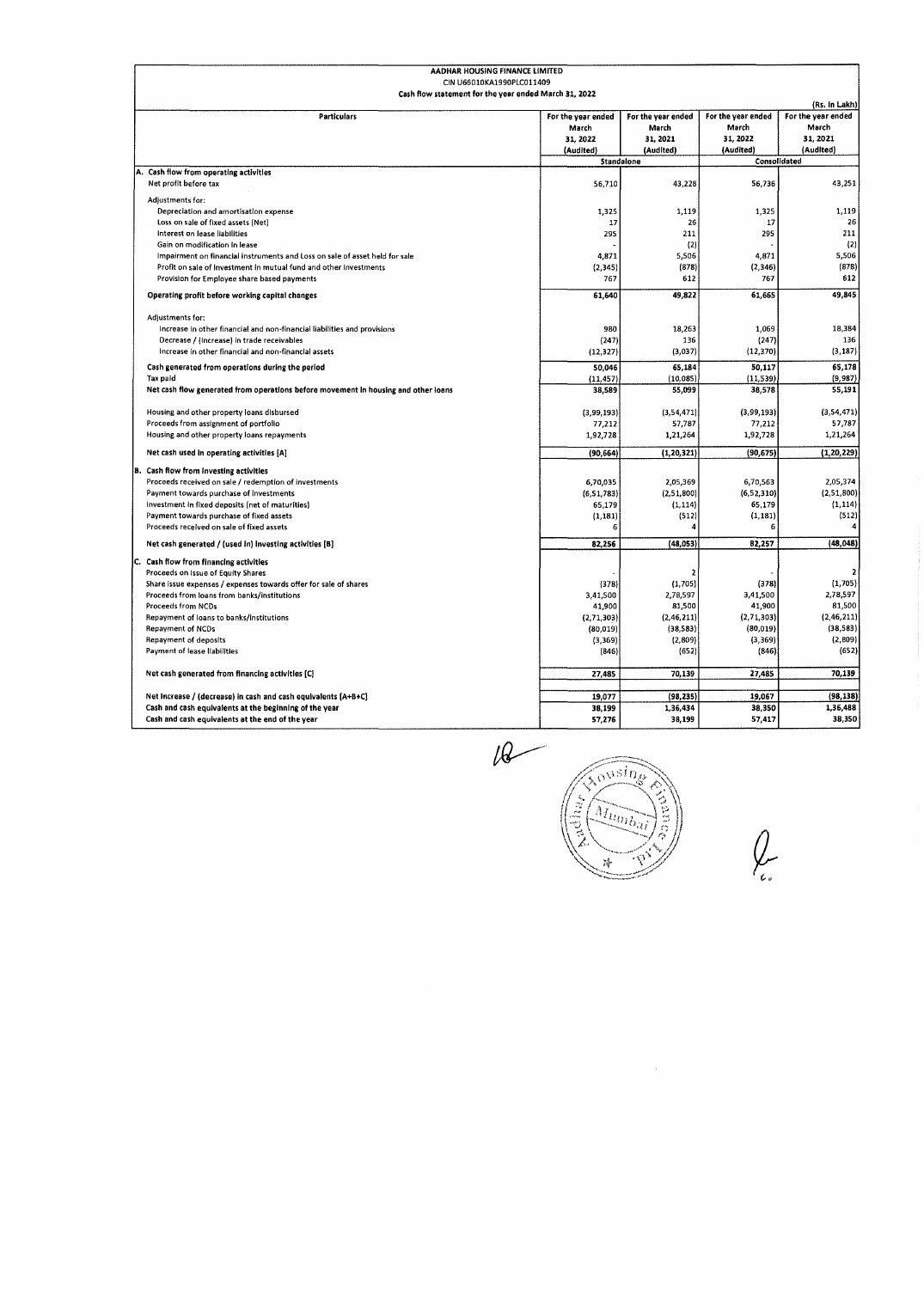**AADHAR HOUSING FINANCE LIMITED**

**CIN U66010KA1990PLC011409**

**Cash flow statement for the year ended March 31, 2022**

(Rs. in Lakh)

| Particulars | For the year ended March 31, 2022 (Audited) | For the year ended March 31, 2021 (Audited) | For the year ended March 31, 2022 (Audited) | For the year ended March 31, 2021 (Audited) |
|---|---|---|---|---|
| | Standalone | | Consolidated | |
| **A. Cash flow from operating activities** | | | | |
| Net profit before tax | 56,710 | 43,228 | 56,736 | 43,251 |
| Adjustments for: | | | | |
| Depreciation and amortisation expense | 1,325 | 1,119 | 1,325 | 1,119 |
| Loss on sale of fixed assets (Net) | 17 | 26 | 17 | 26 |
| Interest on lease liabilities | 295 | 211 | 295 | 211 |
| Gain on modification in lease | - | (2) | - | (2) |
| Impairment on financial instruments and Loss on sale of asset held for sale | 4,871 | 5,506 | 4,871 | 5,506 |
| Profit on sale of investment in mutual fund and other investments | (2,345) | (878) | (2,346) | (878) |
| Provision for Employee share based payments | 767 | 612 | 767 | 612 |
| **Operating profit before working capital changes** | 61,640 | 49,822 | 61,665 | 49,845 |
| Adjustments for: | | | | |
| Increase in other financial and non-financial liabilities and provisions | 980 | 18,263 | 1,069 | 18,384 |
| Decrease / (Increase) in trade receivables | (247) | 136 | (247) | 136 |
| Increase in other financial and non-financial assets | (12,327) | (3,037) | (12,370) | (3,187) |
| **Cash generated from operations during the period** | 50,046 | 65,184 | 50,117 | 65,178 |
| Tax paid | (11,457) | (10,085) | (11,539) | (9,987) |
| **Net cash flow generated from operations before movement in housing and other loans** | 38,589 | 55,099 | 38,578 | 55,191 |
| Housing and other property loans disbursed | (3,99,193) | (3,54,471) | (3,99,193) | (3,54,471) |
| Proceeds from assignment of portfolio | 77,212 | 57,787 | 77,212 | 57,787 |
| Housing and other property loans repayments | 1,92,728 | 1,21,264 | 1,92,728 | 1,21,264 |
| **Net cash used in operating activities [A]** | (90,664) | (1,20,321) | (90,675) | (1,20,229) |
| **B. Cash flow from investing activities** | | | | |
| Proceeds received on sale / redemption of investments | 6,70,035 | 2,05,369 | 6,70,563 | 2,05,374 |
| Payment towards purchase of investments | (6,51,783) | (2,51,800) | (6,52,310) | (2,51,800) |
| Investment in fixed deposits (net of maturities) | 65,179 | (1,114) | 65,179 | (1,114) |
| Payment towards purchase of fixed assets | (1,181) | (512) | (1,181) | (512) |
| Proceeds received on sale of fixed assets | 6 | 4 | 6 | 4 |
| **Net cash generated / (used in) investing activities [B]** | 82,256 | (48,053) | 82,257 | (48,048) |
| **C. Cash flow from financing activities** | | | | |
| Proceeds on issue of Equity Shares | - | 2 | - | 2 |
| Share issue expenses / expenses towards offer for sale of shares | (378) | (1,705) | (378) | (1,705) |
| Proceeds from loans from banks/institutions | 3,41,500 | 2,78,597 | 3,41,500 | 2,78,597 |
| Proceeds from NCDs | 41,900 | 81,500 | 41,900 | 81,500 |
| Repayment of loans to banks/institutions | (2,71,303) | (2,46,211) | (2,71,303) | (2,46,211) |
| Repayment of NCDs | (80,019) | (38,583) | (80,019) | (38,583) |
| Repayment of deposits | (3,369) | (2,809) | (3,369) | (2,809) |
| Payment of lease liabilities | (846) | (652) | (846) | (652) |
| **Net cash generated from financing activities [C]** | 27,485 | 70,139 | 27,485 | 70,139 |
| **Net increase / (decrease) in cash and cash equivalents [A+B+C]** | 19,077 | (98,235) | 19,067 | (98,138) |
| **Cash and cash equivalents at the beginning of the year** | 38,199 | 1,36,434 | 38,350 | 1,36,488 |
| **Cash and cash equivalents at the end of the year** | 57,276 | 38,199 | 57,417 | 38,350 |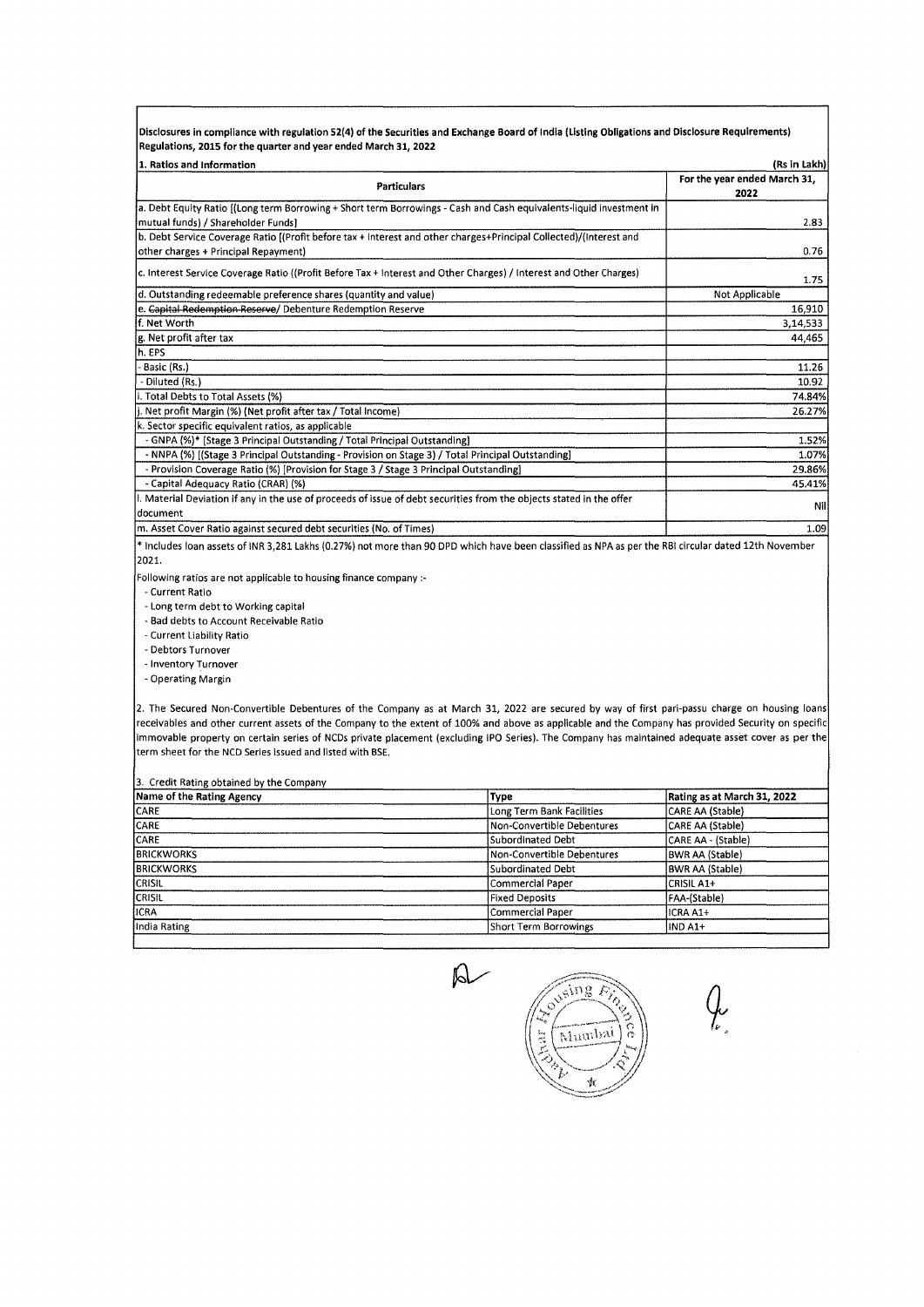**Disclosures in compliance with regulation 52(4) of the Securities and Exchange Board of India (Listing Obligations and Disclosure Requirements) Regulations, 2015 for the quarter and year ended March 31, 2022**

**1. Ratios and information** (Rs in Lakh)

| Particulars | For the year ended March 31, 2022 |
|---|---|
| a. Debt Equity Ratio [(Long term Borrowing + Short term Borrowings - Cash and Cash equivalents-liquid investment in mutual funds) / Shareholder Funds] | 2.83 |
| b. Debt Service Coverage Ratio [(Profit before tax + Interest and other charges+Principal Collected)/(Interest and other charges + Principal Repayment) | 0.76 |
| c. Interest Service Coverage Ratio ((Profit Before Tax + Interest and Other Charges) / Interest and Other Charges) | 1.75 |
| d. Outstanding redeemable preference shares (quantity and value) | Not Applicable |
| e. ~~Capital Redemption Reserve~~/ Debenture Redemption Reserve | 16,910 |
| f. Net Worth | 3,14,533 |
| g. Net profit after tax | 44,465 |
| h. EPS | |
| - Basic (Rs.) | 11.26 |
| - Diluted (Rs.) | 10.92 |
| i. Total Debts to Total Assets (%) | 74.84% |
| j. Net profit Margin (%) (Net profit after tax / Total Income) | 26.27% |
| k. Sector specific equivalent ratios, as applicable | |
| - GNPA (%)* [Stage 3 Principal Outstanding / Total Principal Outstanding] | 1.52% |
| - NNPA (%) [(Stage 3 Principal Outstanding - Provision on Stage 3) / Total Principal Outstanding] | 1.07% |
| - Provision Coverage Ratio (%) [Provision for Stage 3 / Stage 3 Principal Outstanding] | 29.86% |
| - Capital Adequacy Ratio (CRAR) (%) | 45.41% |
| l. Material Deviation if any in the use of proceeds of issue of debt securities from the objects stated in the offer document | Nil |
| m. Asset Cover Ratio against secured debt securities (No. of Times) | 1.09 |

\* Includes loan assets of INR 3,281 Lakhs (0.27%) not more than 90 DPD which have been classified as NPA as per the RBI circular dated 12th November 2021.

Following ratios are not applicable to housing finance company :-

- Current Ratio
- Long term debt to Working capital
- Bad debts to Account Receivable Ratio
- Current Liability Ratio
- Debtors Turnover
- Inventory Turnover
- Operating Margin

2. The Secured Non-Convertible Debentures of the Company as at March 31, 2022 are secured by way of first pari-passu charge on housing loans receivables and other current assets of the Company to the extent of 100% and above as applicable and the Company has provided Security on specific immovable property on certain series of NCDs private placement (excluding IPO Series). The Company has maintained adequate asset cover as per the term sheet for the NCD Series issued and listed with BSE.

3. Credit Rating obtained by the Company

| Name of the Rating Agency | Type | Rating as at March 31, 2022 |
|---|---|---|
| CARE | Long Term Bank Facilities | CARE AA (Stable) |
| CARE | Non-Convertible Debentures | CARE AA (Stable) |
| CARE | Subordinated Debt | CARE AA - (Stable) |
| BRICKWORKS | Non-Convertible Debentures | BWR AA (Stable) |
| BRICKWORKS | Subordinated Debt | BWR AA (Stable) |
| CRISIL | Commercial Paper | CRISIL A1+ |
| CRISIL | Fixed Deposits | FAA-(Stable) |
| ICRA | Commercial Paper | ICRA A1+ |
| India Rating | Short Term Borrowings | IND A1+ |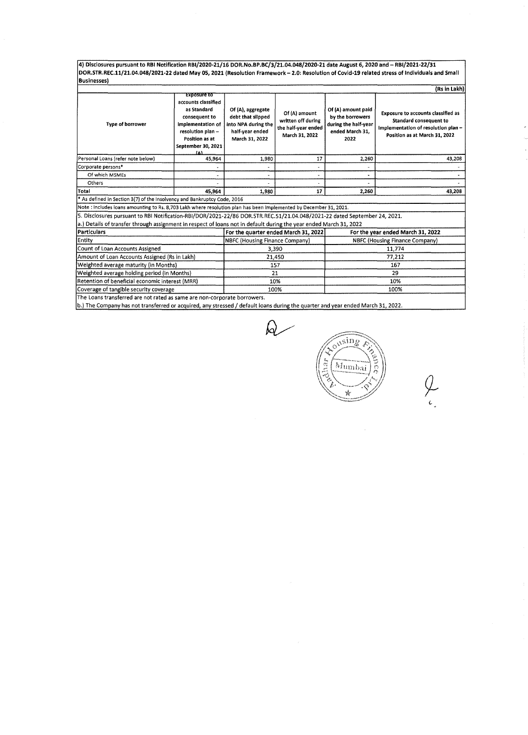4) Disclosures pursuant to RBI Notification RBI/2020-21/16 DOR.No.BP.BC/3/21.04.048/2020-21 date August 6, 2020 and – RBI/2021-22/31 DOR.STR.REC.11/21.04.048/2021-22 dated May 05, 2021 (Resolution Framework – 2.0: Resolution of Covid-19 related stress of Individuals and Small Businesses)

(Rs in Lakh)

| Type of borrower | Exposure to accounts classified as Standard consequent to implementation of resolution plan – Position as at September 30, 2021 (A) | Of (A), aggregate debt that slipped into NPA during the half-year ended March 31, 2022 | Of (A) amount written off during the half-year ended March 31, 2022 | Of (A) amount paid by the borrowers during the half-year ended March 31, 2022 | Exposure to accounts classified as Standard consequent to implementation of resolution plan – Position as at March 31, 2022 |
|---|---|---|---|---|---|
| Personal Loans (refer note below) | 45,964 | 1,980 | 17 | 2,260 | 43,208 |
| Corporate persons* | - | - | - | - | - |
| Of which MSMEs | - | - | - | - | - |
| Others | - | - | - | - | - |
| **Total** | **45,964** | **1,980** | **17** | **2,260** | **43,208** |

* As defined in Section 3(7) of the Insolvency and Bankruptcy Code, 2016

Note : Includes loans amounting to Rs. 8,703 Lakh where resolution plan has been implemented by December 31, 2021.

5. Disclosures pursuant to RBI Notification-RBI/DOR/2021-22/86 DOR.STR.REC.51/21.04.048/2021-22 dated September 24, 2021.

a.) Details of transfer through assignment in respect of loans not in default during the year ended March 31, 2022

| Particulars | For the quarter ended March 31, 2022 | For the year ended March 31, 2022 |
|---|---|---|
| Entity | NBFC (Housing Finance Company) | NBFC (Housing Finance Company) |
| Count of Loan Accounts Assigned | 3,390 | 11,774 |
| Amount of Loan Accounts Assigned (Rs in Lakh) | 21,450 | 77,212 |
| Weighted average maturity (in Months) | 157 | 167 |
| Weighted average holding period (in Months) | 21 | 29 |
| Retention of beneficial economic interest (MRR) | 10% | 10% |
| Coverage of tangible security coverage | 100% | 100% |

The Loans transferred are not rated as same are non-corporate borrowers.

b.) The Company has not transferred or acquired, any stressed / default loans during the quarter and year ended March 31, 2022.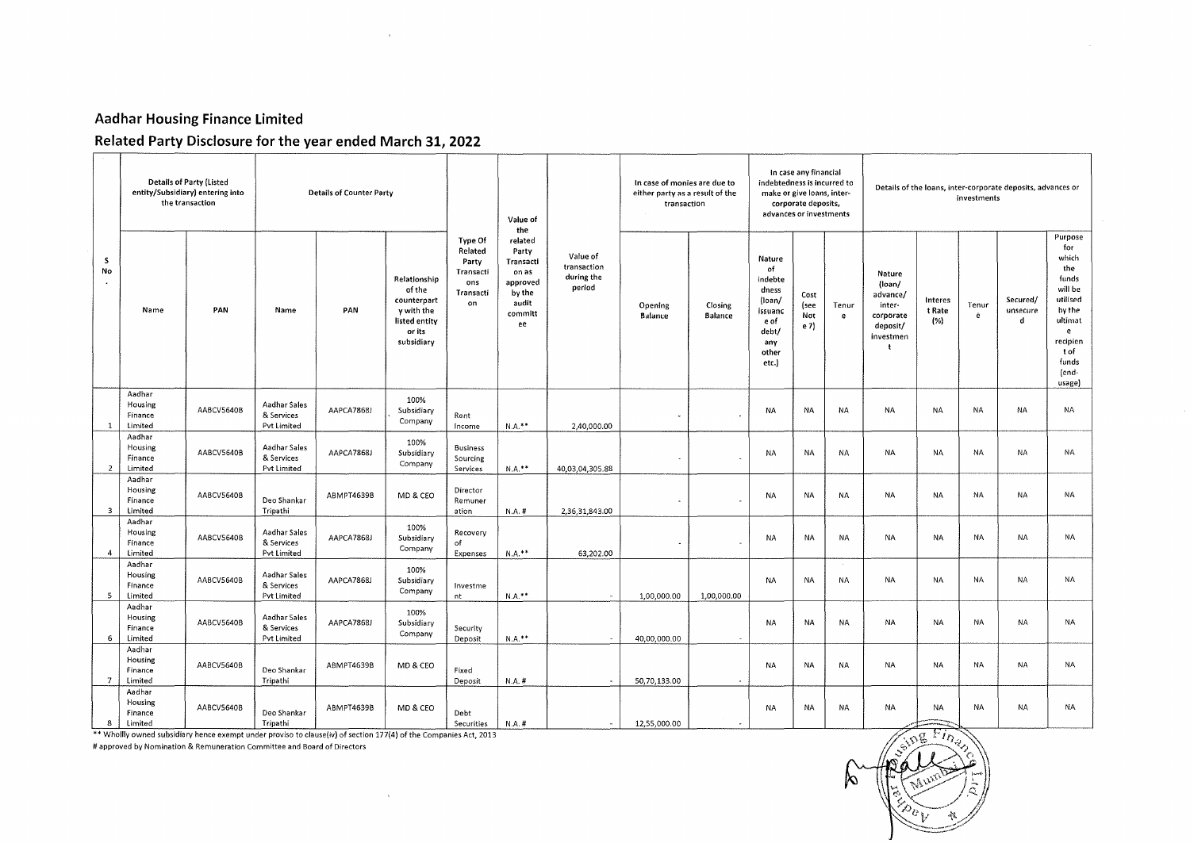## Aadhar Housing Finance Limited

## Related Party Disclosure for the year ended March 31, 2022

| S No. | Details of Party (Listed entity/Subsidiary) entering into the transaction | | Details of Counter Party | | | Type Of Related Party Transaction | Value of the related Party Transaction as approved by the audit committee | Value of transaction during the period | In case of monies are due to either party as a result of the transaction | | In case any financial indebtedness is incurred to make or give loans, inter-corporate deposits, advances or investments | | | Details of the loans, inter-corporate deposits, advances or investments | | | | |
|---|---|---|---|---|---|---|---|---|---|---|---|---|---|---|---|---|---|---|
| | Name | PAN | Name | PAN | Relationship of the counterparty with the listed entity or its subsidiary | | | | Opening Balance | Closing Balance | Nature of indebtedness (loan/ issuance of debt/ any other etc.) | Cost (see Not e 7) | Tenure | Nature (loan/ advance/ inter-corporate deposit/ investment | Interest Rate (%) | Tenure | Secured/ unsecured | Purpose for which the funds will be utilised by the ultimate recipient of funds (end-usage) |
| 1 | Aadhar Housing Finance Limited | AABCV5640B | Aadhar Sales & Services Pvt Limited | AAPCA7868J | 100% Subsidiary Company | Rent Income | N.A.** | 2,40,000.00 | - | - | NA | NA | NA | NA | NA | NA | NA | NA |
| 2 | Aadhar Housing Finance Limited | AABCV5640B | Aadhar Sales & Services Pvt Limited | AAPCA7868J | 100% Subsidiary Company | Business Sourcing Services | N.A.** | 40,03,04,305.88 | - | - | NA | NA | NA | NA | NA | NA | NA | NA |
| 3 | Aadhar Housing Finance Limited | AABCV5640B | Deo Shankar Tripathi | ABMPT4639B | MD & CEO | Director Remuneration | N.A. # | 2,36,31,843.00 | - | - | NA | NA | NA | NA | NA | NA | NA | NA |
| 4 | Aadhar Housing Finance Limited | AABCV5640B | Aadhar Sales & Services Pvt Limited | AAPCA7868J | 100% Subsidiary Company | Recovery of Expenses | N.A.** | 63,202.00 | - | - | NA | NA | NA | NA | NA | NA | NA | NA |
| 5 | Aadhar Housing Finance Limited | AABCV5640B | Aadhar Sales & Services Pvt Limited | AAPCA7868J | 100% Subsidiary Company | Investment | N.A.** | - | 1,00,000.00 | 1,00,000.00 | NA | NA | NA | NA | NA | NA | NA | NA |
| 6 | Aadhar Housing Finance Limited | AABCV5640B | Aadhar Sales & Services Pvt Limited | AAPCA7868J | 100% Subsidiary Company | Security Deposit | N.A.** | - | 40,00,000.00 | - | NA | NA | NA | NA | NA | NA | NA | NA |
| 7 | Aadhar Housing Finance Limited | AABCV5640B | Deo Shankar Tripathi | ABMPT4639B | MD & CEO | Fixed Deposit | N.A. # | - | 50,70,133.00 | - | NA | NA | NA | NA | NA | NA | NA | NA |
| 8 | Aadhar Housing Finance Limited | AABCV5640B | Deo Shankar Tripathi | ABMPT4639B | MD & CEO | Debt Securities | N.A. # | - | 12,55,000.00 | - | NA | NA | NA | NA | NA | NA | NA | NA |

** Whollly owned subsidiary hence exempt under proviso to clause(iv) of section 177(4) of the Companies Act, 2013

# approved by Nomination & Remuneration Committee and Board of Directors